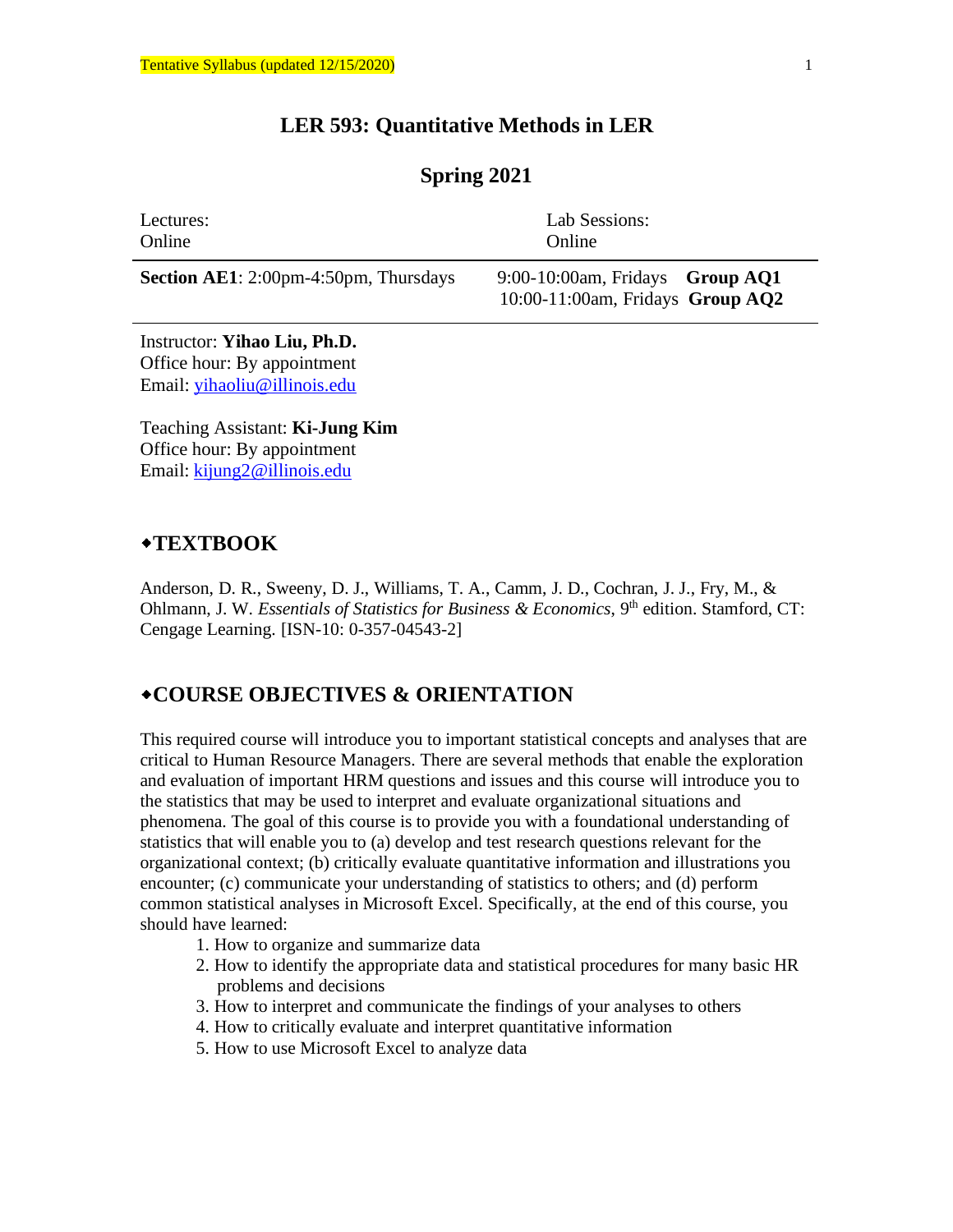Tentative Syllabus (updated 12/15/2020)

# LER 593: Quantitative Methods in LER

## Spring 2021

| Lectures: Online | Lab Sessions: Online |
|---|---|
| **Section AE1**: 2:00pm-4:50pm, Thursdays | 9:00-10:00am, Fridays **Group AQ1**<br>10:00-11:00am, Fridays **Group AQ2** |

Instructor: **Yihao Liu, Ph.D.**
Office hour: By appointment
Email: yihaoliu@illinois.edu

Teaching Assistant: **Ki-Jung Kim**
Office hour: By appointment
Email: kijung2@illinois.edu

## ◆TEXTBOOK

Anderson, D. R., Sweeny, D. J., Williams, T. A., Camm, J. D., Cochran, J. J., Fry, M., & Ohlmann, J. W. *Essentials of Statistics for Business & Economics*, 9th edition. Stamford, CT: Cengage Learning. [ISN-10: 0-357-04543-2]

## ◆COURSE OBJECTIVES & ORIENTATION

This required course will introduce you to important statistical concepts and analyses that are critical to Human Resource Managers. There are several methods that enable the exploration and evaluation of important HRM questions and issues and this course will introduce you to the statistics that may be used to interpret and evaluate organizational situations and phenomena. The goal of this course is to provide you with a foundational understanding of statistics that will enable you to (a) develop and test research questions relevant for the organizational context; (b) critically evaluate quantitative information and illustrations you encounter; (c) communicate your understanding of statistics to others; and (d) perform common statistical analyses in Microsoft Excel. Specifically, at the end of this course, you should have learned:

1. How to organize and summarize data
2. How to identify the appropriate data and statistical procedures for many basic HR problems and decisions
3. How to interpret and communicate the findings of your analyses to others
4. How to critically evaluate and interpret quantitative information
5. How to use Microsoft Excel to analyze data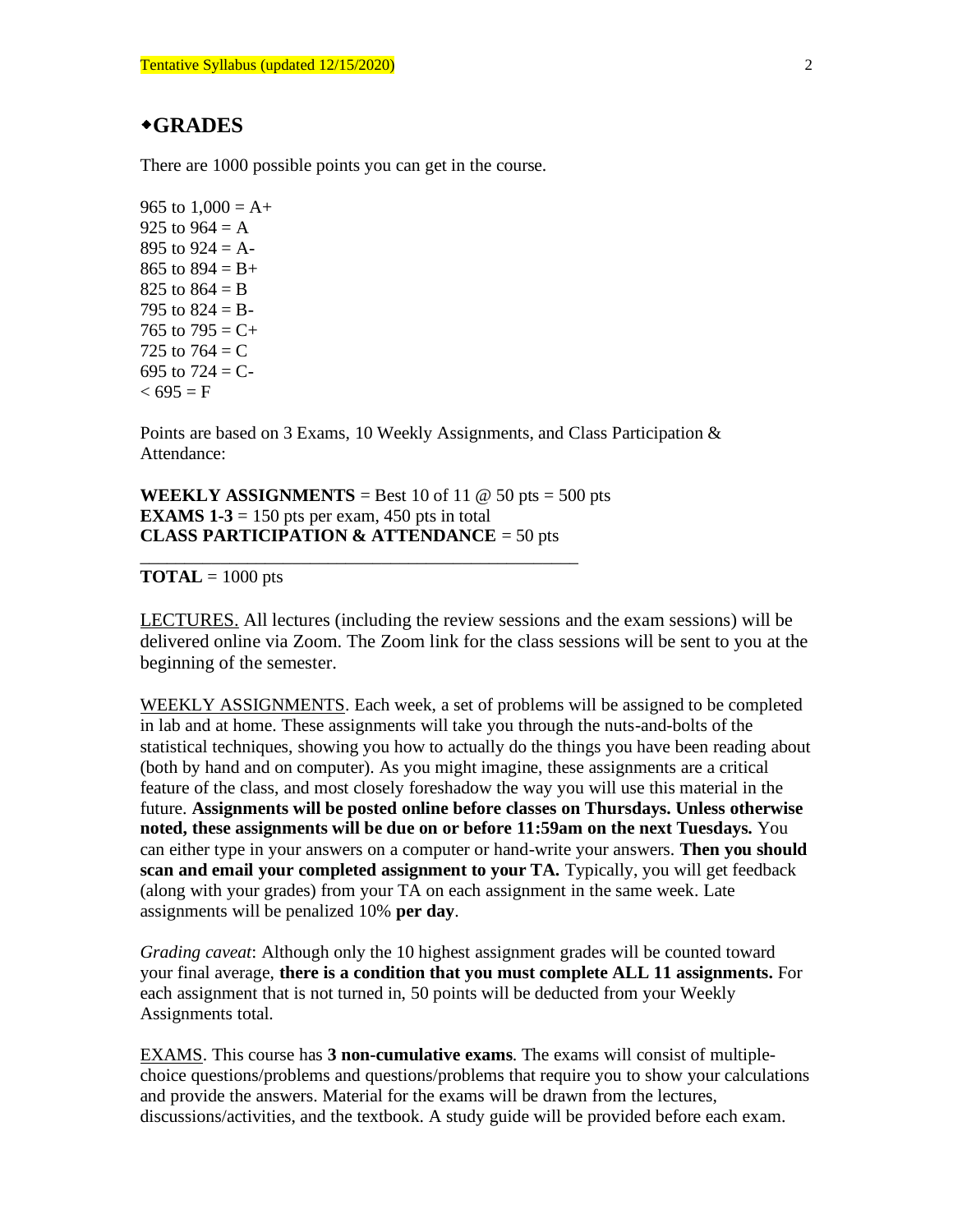## ◆GRADES

There are 1000 possible points you can get in the course.

965 to 1,000 = A+
925 to 964 = A
895 to 924 = A-
865 to 894 = B+
825 to 864 = B
795 to 824 = B-
765 to 795 = C+
725 to 764 = C
695 to 724 = C-
< 695 = F

Points are based on 3 Exams, 10 Weekly Assignments, and Class Participation & Attendance:

**WEEKLY ASSIGNMENTS** = Best 10 of 11 @ 50 pts = 500 pts
**EXAMS 1-3** = 150 pts per exam, 450 pts in total
**CLASS PARTICIPATION & ATTENDANCE** = 50 pts

---

**TOTAL** = 1000 pts

LECTURES. All lectures (including the review sessions and the exam sessions) will be delivered online via Zoom. The Zoom link for the class sessions will be sent to you at the beginning of the semester.

WEEKLY ASSIGNMENTS. Each week, a set of problems will be assigned to be completed in lab and at home. These assignments will take you through the nuts-and-bolts of the statistical techniques, showing you how to actually do the things you have been reading about (both by hand and on computer). As you might imagine, these assignments are a critical feature of the class, and most closely foreshadow the way you will use this material in the future. **Assignments will be posted online before classes on Thursdays. Unless otherwise noted, these assignments will be due on or before 11:59am on the next Tuesdays.** You can either type in your answers on a computer or hand-write your answers. **Then you should scan and email your completed assignment to your TA.** Typically, you will get feedback (along with your grades) from your TA on each assignment in the same week. Late assignments will be penalized 10% **per day**.

*Grading caveat*: Although only the 10 highest assignment grades will be counted toward your final average, **there is a condition that you must complete ALL 11 assignments.** For each assignment that is not turned in, 50 points will be deducted from your Weekly Assignments total.

EXAMS. This course has **3 non-cumulative exams**. The exams will consist of multiple-choice questions/problems and questions/problems that require you to show your calculations and provide the answers. Material for the exams will be drawn from the lectures, discussions/activities, and the textbook. A study guide will be provided before each exam.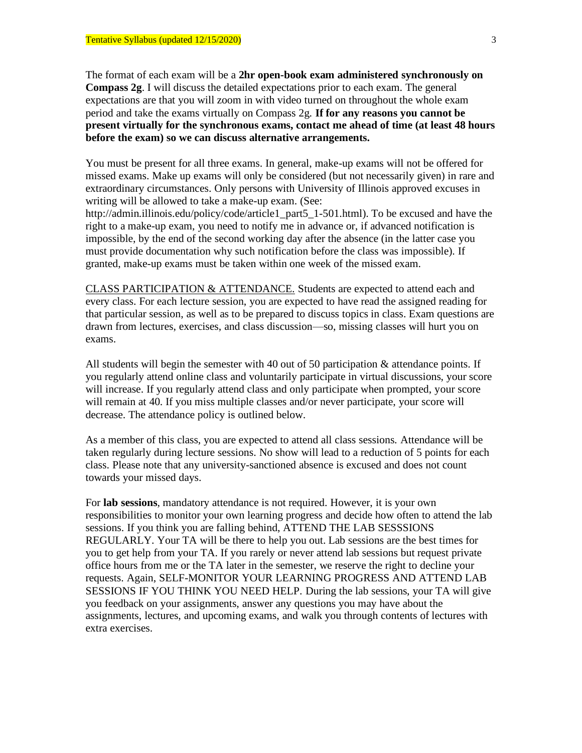The format of each exam will be a **2hr open-book exam administered synchronously on Compass 2g**. I will discuss the detailed expectations prior to each exam. The general expectations are that you will zoom in with video turned on throughout the whole exam period and take the exams virtually on Compass 2g. **If for any reasons you cannot be present virtually for the synchronous exams, contact me ahead of time (at least 48 hours before the exam) so we can discuss alternative arrangements.**

You must be present for all three exams. In general, make-up exams will not be offered for missed exams. Make up exams will only be considered (but not necessarily given) in rare and extraordinary circumstances. Only persons with University of Illinois approved excuses in writing will be allowed to take a make-up exam. (See: http://admin.illinois.edu/policy/code/article1_part5_1-501.html). To be excused and have the right to a make-up exam, you need to notify me in advance or, if advanced notification is impossible, by the end of the second working day after the absence (in the latter case you must provide documentation why such notification before the class was impossible). If granted, make-up exams must be taken within one week of the missed exam.

<u>CLASS PARTICIPATION & ATTENDANCE.</u> Students are expected to attend each and every class. For each lecture session, you are expected to have read the assigned reading for that particular session, as well as to be prepared to discuss topics in class. Exam questions are drawn from lectures, exercises, and class discussion—so, missing classes will hurt you on exams.

All students will begin the semester with 40 out of 50 participation & attendance points. If you regularly attend online class and voluntarily participate in virtual discussions, your score will increase. If you regularly attend class and only participate when prompted, your score will remain at 40. If you miss multiple classes and/or never participate, your score will decrease. The attendance policy is outlined below.

As a member of this class, you are expected to attend all class sessions. Attendance will be taken regularly during lecture sessions. No show will lead to a reduction of 5 points for each class. Please note that any university-sanctioned absence is excused and does not count towards your missed days.

For **lab sessions**, mandatory attendance is not required. However, it is your own responsibilities to monitor your own learning progress and decide how often to attend the lab sessions. If you think you are falling behind, ATTEND THE LAB SESSSIONS REGULARLY. Your TA will be there to help you out. Lab sessions are the best times for you to get help from your TA. If you rarely or never attend lab sessions but request private office hours from me or the TA later in the semester, we reserve the right to decline your requests. Again, SELF-MONITOR YOUR LEARNING PROGRESS AND ATTEND LAB SESSIONS IF YOU THINK YOU NEED HELP. During the lab sessions, your TA will give you feedback on your assignments, answer any questions you may have about the assignments, lectures, and upcoming exams, and walk you through contents of lectures with extra exercises.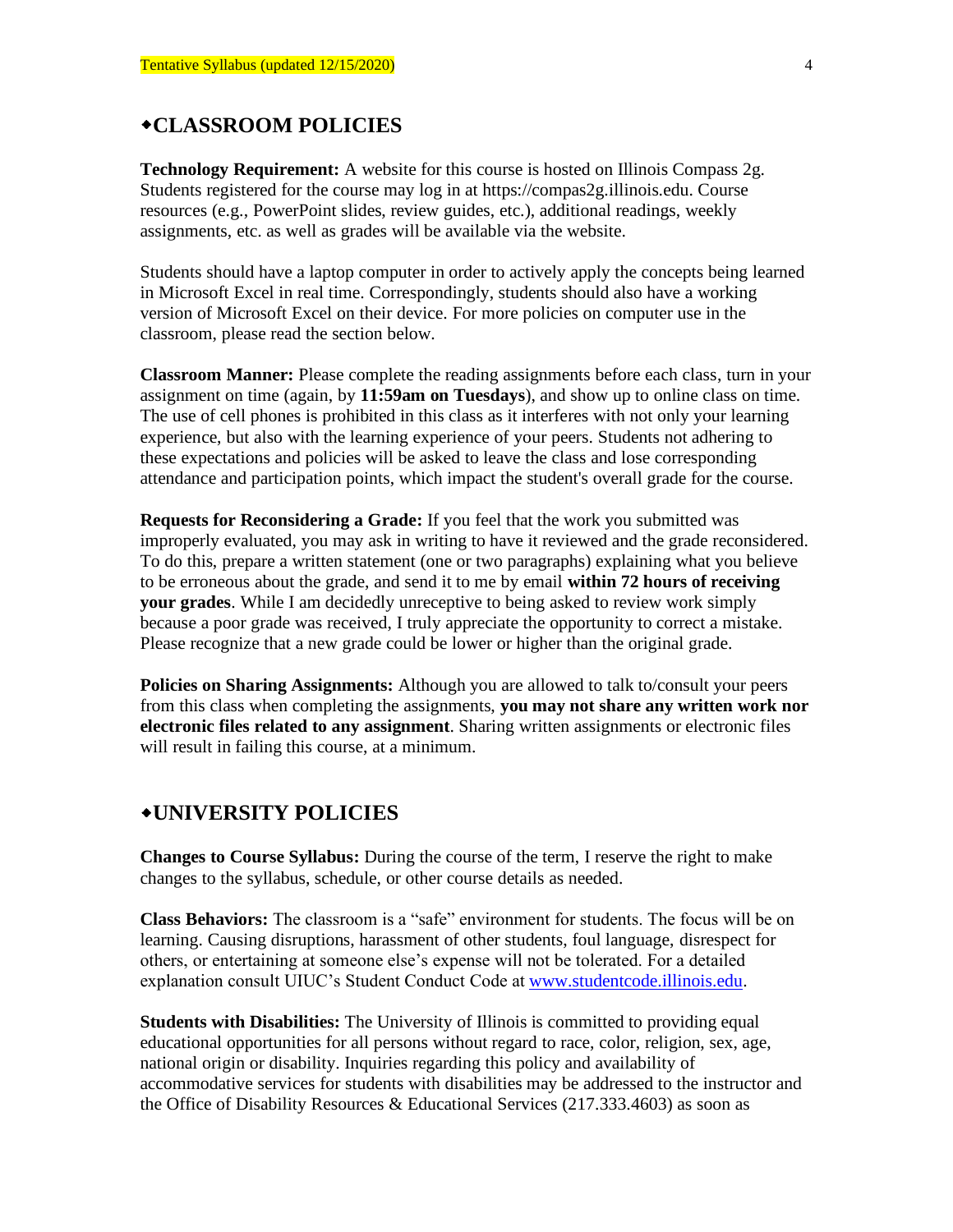## ◆CLASSROOM POLICIES

**Technology Requirement:** A website for this course is hosted on Illinois Compass 2g. Students registered for the course may log in at https://compas2g.illinois.edu. Course resources (e.g., PowerPoint slides, review guides, etc.), additional readings, weekly assignments, etc. as well as grades will be available via the website.

Students should have a laptop computer in order to actively apply the concepts being learned in Microsoft Excel in real time. Correspondingly, students should also have a working version of Microsoft Excel on their device. For more policies on computer use in the classroom, please read the section below.

**Classroom Manner:** Please complete the reading assignments before each class, turn in your assignment on time (again, by **11:59am on Tuesdays**), and show up to online class on time. The use of cell phones is prohibited in this class as it interferes with not only your learning experience, but also with the learning experience of your peers. Students not adhering to these expectations and policies will be asked to leave the class and lose corresponding attendance and participation points, which impact the student's overall grade for the course.

**Requests for Reconsidering a Grade:** If you feel that the work you submitted was improperly evaluated, you may ask in writing to have it reviewed and the grade reconsidered. To do this, prepare a written statement (one or two paragraphs) explaining what you believe to be erroneous about the grade, and send it to me by email **within 72 hours of receiving your grades**. While I am decidedly unreceptive to being asked to review work simply because a poor grade was received, I truly appreciate the opportunity to correct a mistake. Please recognize that a new grade could be lower or higher than the original grade.

**Policies on Sharing Assignments:** Although you are allowed to talk to/consult your peers from this class when completing the assignments, **you may not share any written work nor electronic files related to any assignment**. Sharing written assignments or electronic files will result in failing this course, at a minimum.

## ◆UNIVERSITY POLICIES

**Changes to Course Syllabus:** During the course of the term, I reserve the right to make changes to the syllabus, schedule, or other course details as needed.

**Class Behaviors:** The classroom is a "safe" environment for students. The focus will be on learning. Causing disruptions, harassment of other students, foul language, disrespect for others, or entertaining at someone else's expense will not be tolerated. For a detailed explanation consult UIUC's Student Conduct Code at [www.studentcode.illinois.edu](http://www.studentcode.illinois.edu).

**Students with Disabilities:** The University of Illinois is committed to providing equal educational opportunities for all persons without regard to race, color, religion, sex, age, national origin or disability. Inquiries regarding this policy and availability of accommodative services for students with disabilities may be addressed to the instructor and the Office of Disability Resources & Educational Services (217.333.4603) as soon as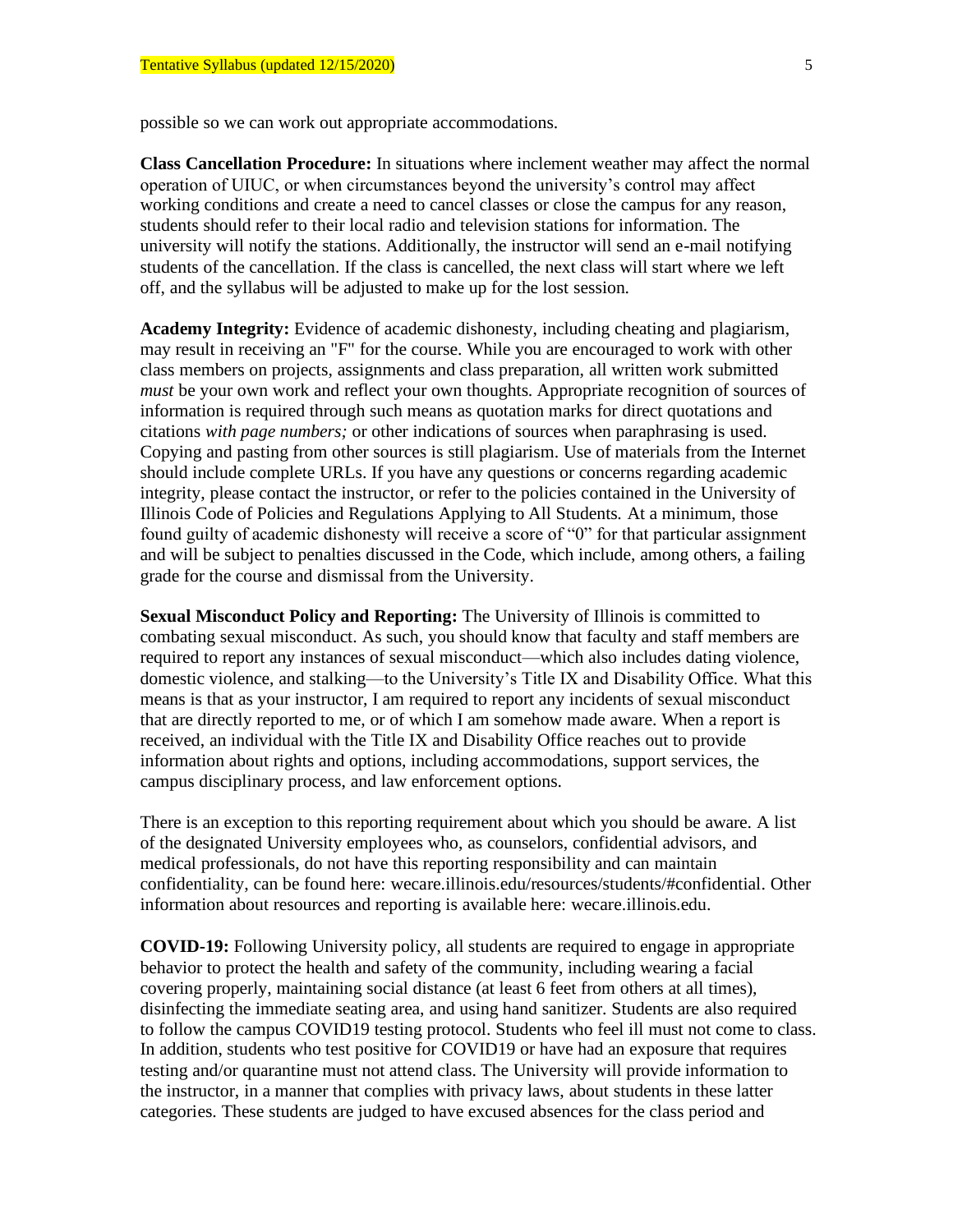possible so we can work out appropriate accommodations.

**Class Cancellation Procedure:** In situations where inclement weather may affect the normal operation of UIUC, or when circumstances beyond the university's control may affect working conditions and create a need to cancel classes or close the campus for any reason, students should refer to their local radio and television stations for information. The university will notify the stations. Additionally, the instructor will send an e-mail notifying students of the cancellation. If the class is cancelled, the next class will start where we left off, and the syllabus will be adjusted to make up for the lost session.

**Academy Integrity:** Evidence of academic dishonesty, including cheating and plagiarism, may result in receiving an "F" for the course. While you are encouraged to work with other class members on projects, assignments and class preparation, all written work submitted *must* be your own work and reflect your own thoughts. Appropriate recognition of sources of information is required through such means as quotation marks for direct quotations and citations *with page numbers;* or other indications of sources when paraphrasing is used. Copying and pasting from other sources is still plagiarism. Use of materials from the Internet should include complete URLs. If you have any questions or concerns regarding academic integrity, please contact the instructor, or refer to the policies contained in the University of Illinois Code of Policies and Regulations Applying to All Students. At a minimum, those found guilty of academic dishonesty will receive a score of "0" for that particular assignment and will be subject to penalties discussed in the Code, which include, among others, a failing grade for the course and dismissal from the University.

**Sexual Misconduct Policy and Reporting:** The University of Illinois is committed to combating sexual misconduct. As such, you should know that faculty and staff members are required to report any instances of sexual misconduct—which also includes dating violence, domestic violence, and stalking—to the University's Title IX and Disability Office. What this means is that as your instructor, I am required to report any incidents of sexual misconduct that are directly reported to me, or of which I am somehow made aware. When a report is received, an individual with the Title IX and Disability Office reaches out to provide information about rights and options, including accommodations, support services, the campus disciplinary process, and law enforcement options.

There is an exception to this reporting requirement about which you should be aware. A list of the designated University employees who, as counselors, confidential advisors, and medical professionals, do not have this reporting responsibility and can maintain confidentiality, can be found here: wecare.illinois.edu/resources/students/#confidential. Other information about resources and reporting is available here: wecare.illinois.edu.

**COVID-19:** Following University policy, all students are required to engage in appropriate behavior to protect the health and safety of the community, including wearing a facial covering properly, maintaining social distance (at least 6 feet from others at all times), disinfecting the immediate seating area, and using hand sanitizer. Students are also required to follow the campus COVID19 testing protocol. Students who feel ill must not come to class. In addition, students who test positive for COVID19 or have had an exposure that requires testing and/or quarantine must not attend class. The University will provide information to the instructor, in a manner that complies with privacy laws, about students in these latter categories. These students are judged to have excused absences for the class period and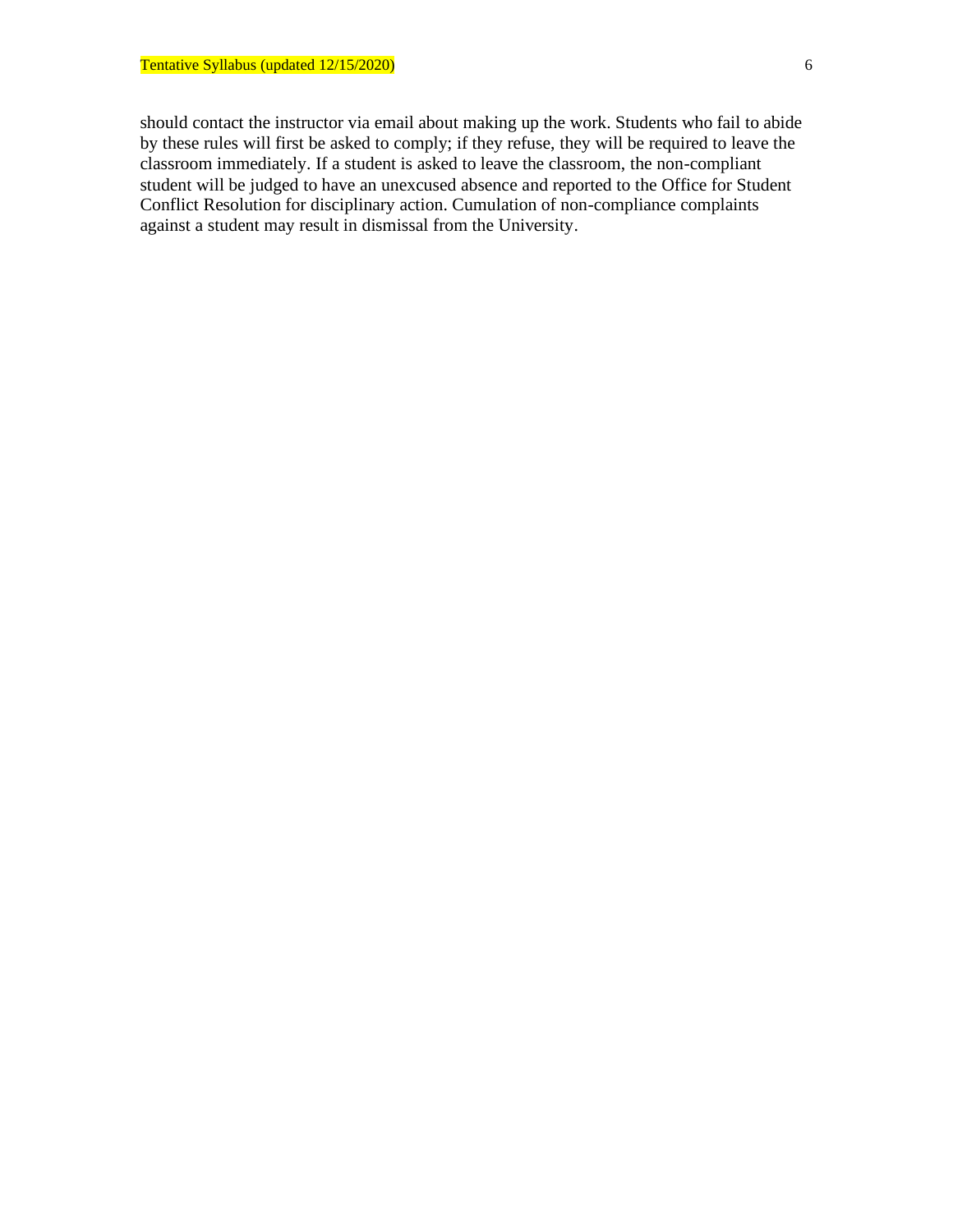should contact the instructor via email about making up the work. Students who fail to abide by these rules will first be asked to comply; if they refuse, they will be required to leave the classroom immediately. If a student is asked to leave the classroom, the non-compliant student will be judged to have an unexcused absence and reported to the Office for Student Conflict Resolution for disciplinary action. Cumulation of non-compliance complaints against a student may result in dismissal from the University.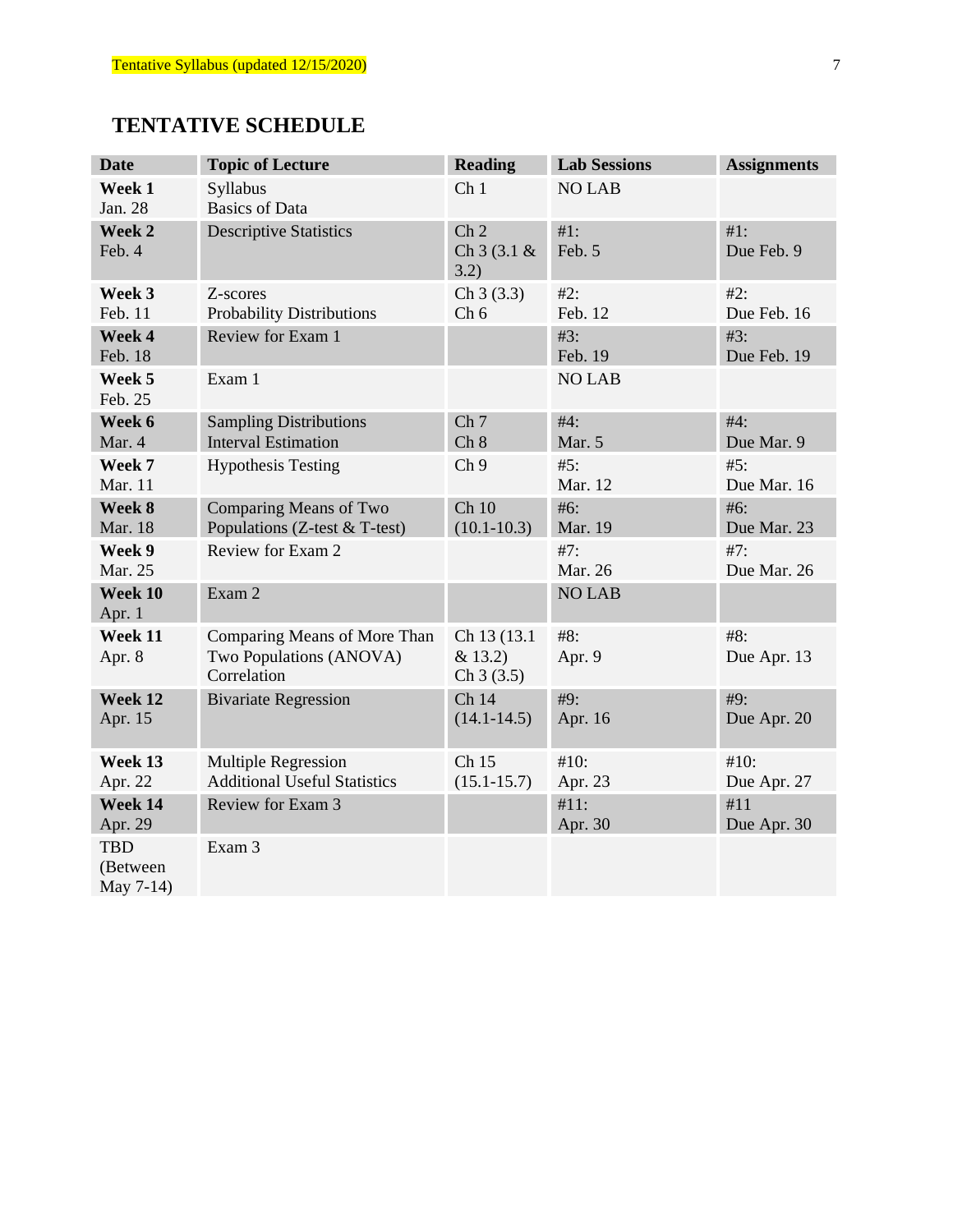## TENTATIVE SCHEDULE

| Date | Topic of Lecture | Reading | Lab Sessions | Assignments |
| --- | --- | --- | --- | --- |
| **Week 1** Jan. 28 | Syllabus Basics of Data | Ch 1 | NO LAB | |
| **Week 2** Feb. 4 | Descriptive Statistics | Ch 2 Ch 3 (3.1 & 3.2) | #1: Feb. 5 | #1: Due Feb. 9 |
| **Week 3** Feb. 11 | Z-scores Probability Distributions | Ch 3 (3.3) Ch 6 | #2: Feb. 12 | #2: Due Feb. 16 |
| **Week 4** Feb. 18 | Review for Exam 1 | | #3: Feb. 19 | #3: Due Feb. 19 |
| **Week 5** Feb. 25 | Exam 1 | | NO LAB | |
| **Week 6** Mar. 4 | Sampling Distributions Interval Estimation | Ch 7 Ch 8 | #4: Mar. 5 | #4: Due Mar. 9 |
| **Week 7** Mar. 11 | Hypothesis Testing | Ch 9 | #5: Mar. 12 | #5: Due Mar. 16 |
| **Week 8** Mar. 18 | Comparing Means of Two Populations (Z-test & T-test) | Ch 10 (10.1-10.3) | #6: Mar. 19 | #6: Due Mar. 23 |
| **Week 9** Mar. 25 | Review for Exam 2 | | #7: Mar. 26 | #7: Due Mar. 26 |
| **Week 10** Apr. 1 | Exam 2 | | NO LAB | |
| **Week 11** Apr. 8 | Comparing Means of More Than Two Populations (ANOVA) Correlation | Ch 13 (13.1 & 13.2) Ch 3 (3.5) | #8: Apr. 9 | #8: Due Apr. 13 |
| **Week 12** Apr. 15 | Bivariate Regression | Ch 14 (14.1-14.5) | #9: Apr. 16 | #9: Due Apr. 20 |
| **Week 13** Apr. 22 | Multiple Regression Additional Useful Statistics | Ch 15 (15.1-15.7) | #10: Apr. 23 | #10: Due Apr. 27 |
| **Week 14** Apr. 29 | Review for Exam 3 | | #11: Apr. 30 | #11 Due Apr. 30 |
| TBD (Between May 7-14) | Exam 3 | | | |